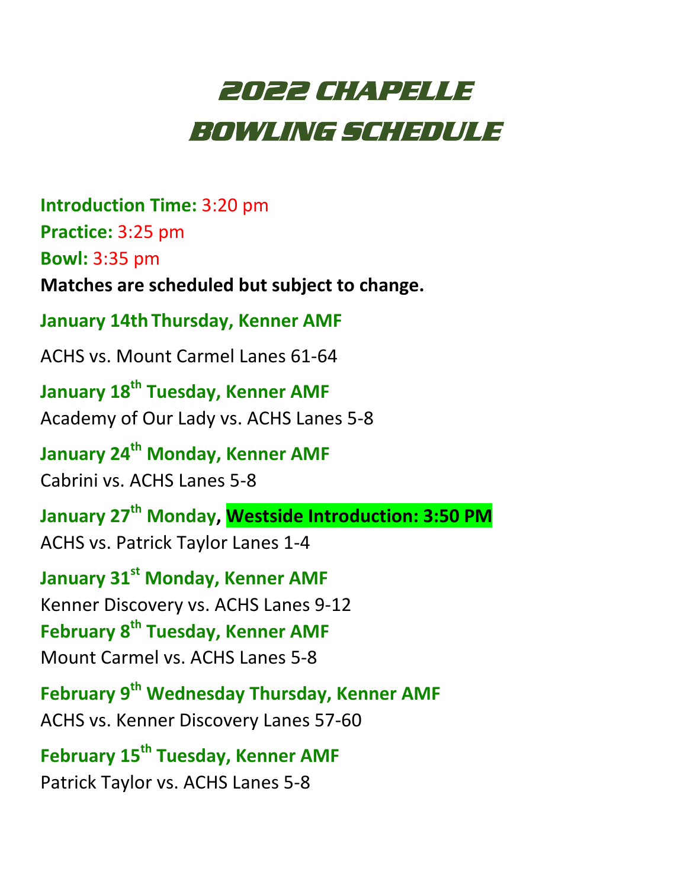# 2022 Chapelle Bowling Schedule

**Introduction Time:** 3:20 pm

**Practice:** 3:25 pm

**Bowl:** 3:35 pm

**Matches are scheduled but subject to change.**

**January 14th Thursday, Kenner AMF**

ACHS vs. Mount Carmel Lanes 61-64

**January 18th Tuesday, Kenner AMF**

Academy of Our Lady vs. ACHS Lanes 5-8

**January 24th Monday, Kenner AMF**

Cabrini vs. ACHS Lanes 5-8

**January 27th Monday, Westside Introduction: 3:50 PM**

ACHS vs. Patrick Taylor Lanes 1-4

**January 31st Monday, Kenner AMF**

Kenner Discovery vs. ACHS Lanes 9-12

**February 8th Tuesday, Kenner AMF**

Mount Carmel vs. ACHS Lanes 5-8

**February 9th Wednesday Thursday, Kenner AMF**

ACHS vs. Kenner Discovery Lanes 57-60

**February 15th Tuesday, Kenner AMF**

Patrick Taylor vs. ACHS Lanes 5-8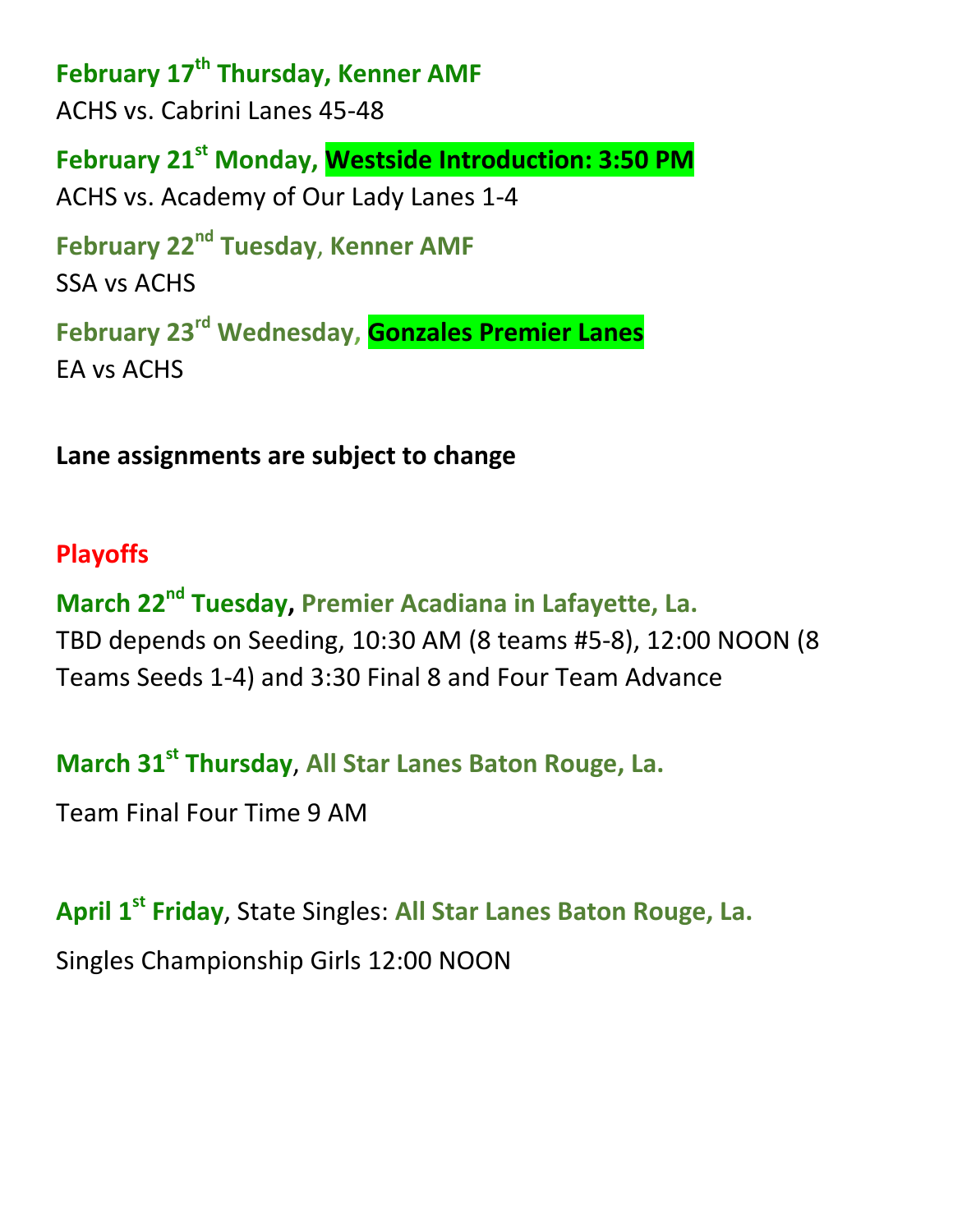**February 17th Thursday, Kenner AMF**

ACHS vs. Cabrini Lanes 45-48

**February 21st Monday, Westside Introduction: 3:50 PM**

ACHS vs. Academy of Our Lady Lanes 1-4

**February 22nd Tuesday, Kenner AMF**

SSA vs ACHS

**February 23rd Wednesday, Gonzales Premier Lanes**

EA vs ACHS

**Lane assignments are subject to change**

## Playoffs

**March 22nd Tuesday, Premier Acadiana in Lafayette, La.**

TBD depends on Seeding, 10:30 AM (8 teams #5-8), 12:00 NOON (8 Teams Seeds 1-4) and 3:30 Final 8 and Four Team Advance

**March 31st Thursday, All Star Lanes Baton Rouge, La.**

Team Final Four Time 9 AM

**April 1st Friday**, State Singles: **All Star Lanes Baton Rouge, La.**

Singles Championship Girls 12:00 NOON